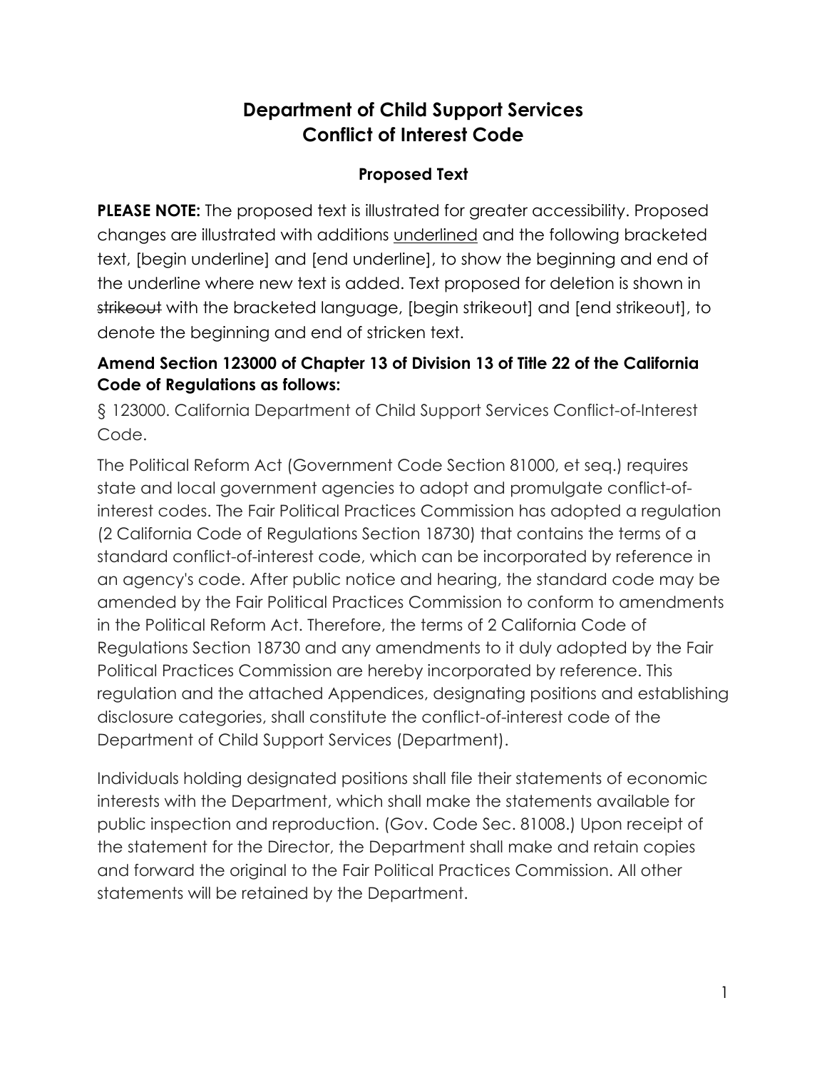# Department of Child Support Services
# Conflict of Interest Code

### Proposed Text

**PLEASE NOTE:** The proposed text is illustrated for greater accessibility. Proposed changes are illustrated with additions <u>underlined</u> and the following bracketed text, [begin underline] and [end underline], to show the beginning and end of the underline where new text is added. Text proposed for deletion is shown in ~~strikeout~~ with the bracketed language, [begin strikeout] and [end strikeout], to denote the beginning and end of stricken text.

**Amend Section 123000 of Chapter 13 of Division 13 of Title 22 of the California Code of Regulations as follows:**

§ 123000. California Department of Child Support Services Conflict-of-Interest Code.

The Political Reform Act (Government Code Section 81000, et seq.) requires state and local government agencies to adopt and promulgate conflict-of-interest codes. The Fair Political Practices Commission has adopted a regulation (2 California Code of Regulations Section 18730) that contains the terms of a standard conflict-of-interest code, which can be incorporated by reference in an agency's code. After public notice and hearing, the standard code may be amended by the Fair Political Practices Commission to conform to amendments in the Political Reform Act. Therefore, the terms of 2 California Code of Regulations Section 18730 and any amendments to it duly adopted by the Fair Political Practices Commission are hereby incorporated by reference. This regulation and the attached Appendices, designating positions and establishing disclosure categories, shall constitute the conflict-of-interest code of the Department of Child Support Services (Department).

Individuals holding designated positions shall file their statements of economic interests with the Department, which shall make the statements available for public inspection and reproduction. (Gov. Code Sec. 81008.) Upon receipt of the statement for the Director, the Department shall make and retain copies and forward the original to the Fair Political Practices Commission. All other statements will be retained by the Department.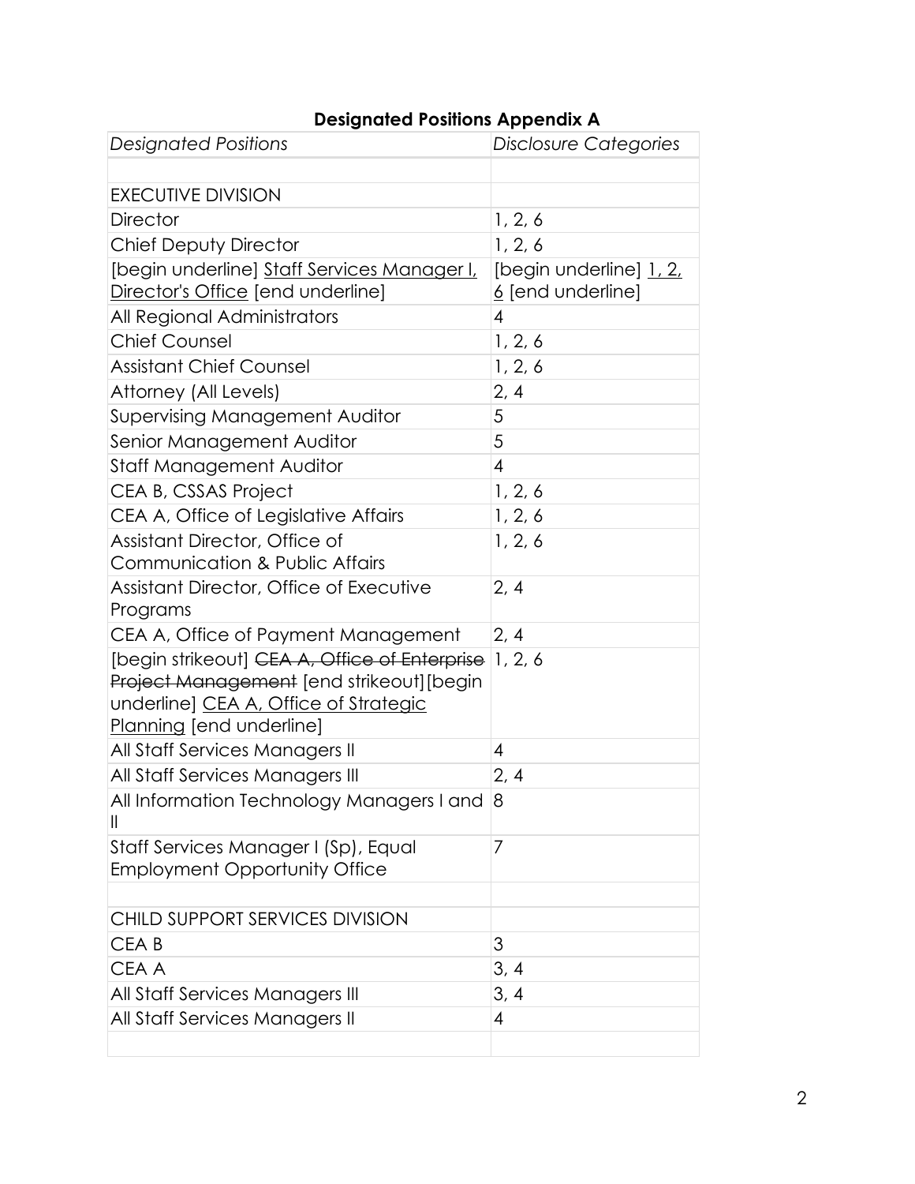## Designated Positions Appendix A

| *Designated Positions* | *Disclosure Categories* |
|---|---|
| | |
| EXECUTIVE DIVISION | |
| Director | 1, 2, 6 |
| Chief Deputy Director | 1, 2, 6 |
| [begin underline] Staff Services Manager I, Director's Office [end underline] | [begin underline] 1, 2, 6 [end underline] |
| All Regional Administrators | 4 |
| Chief Counsel | 1, 2, 6 |
| Assistant Chief Counsel | 1, 2, 6 |
| Attorney (All Levels) | 2, 4 |
| Supervising Management Auditor | 5 |
| Senior Management Auditor | 5 |
| Staff Management Auditor | 4 |
| CEA B, CSSAS Project | 1, 2, 6 |
| CEA A, Office of Legislative Affairs | 1, 2, 6 |
| Assistant Director, Office of Communication & Public Affairs | 1, 2, 6 |
| Assistant Director, Office of Executive Programs | 2, 4 |
| CEA A, Office of Payment Management | 2, 4 |
| [begin strikeout] ~~CEA A, Office of Enterprise Project Management~~ [end strikeout][begin underline] CEA A, Office of Strategic Planning [end underline] | 1, 2, 6 |
| All Staff Services Managers II | 4 |
| All Staff Services Managers III | 2, 4 |
| All Information Technology Managers I and II | 8 |
| Staff Services Manager I (Sp), Equal Employment Opportunity Office | 7 |
| | |
| CHILD SUPPORT SERVICES DIVISION | |
| CEA B | 3 |
| CEA A | 3, 4 |
| All Staff Services Managers III | 3, 4 |
| All Staff Services Managers II | 4 |
| | |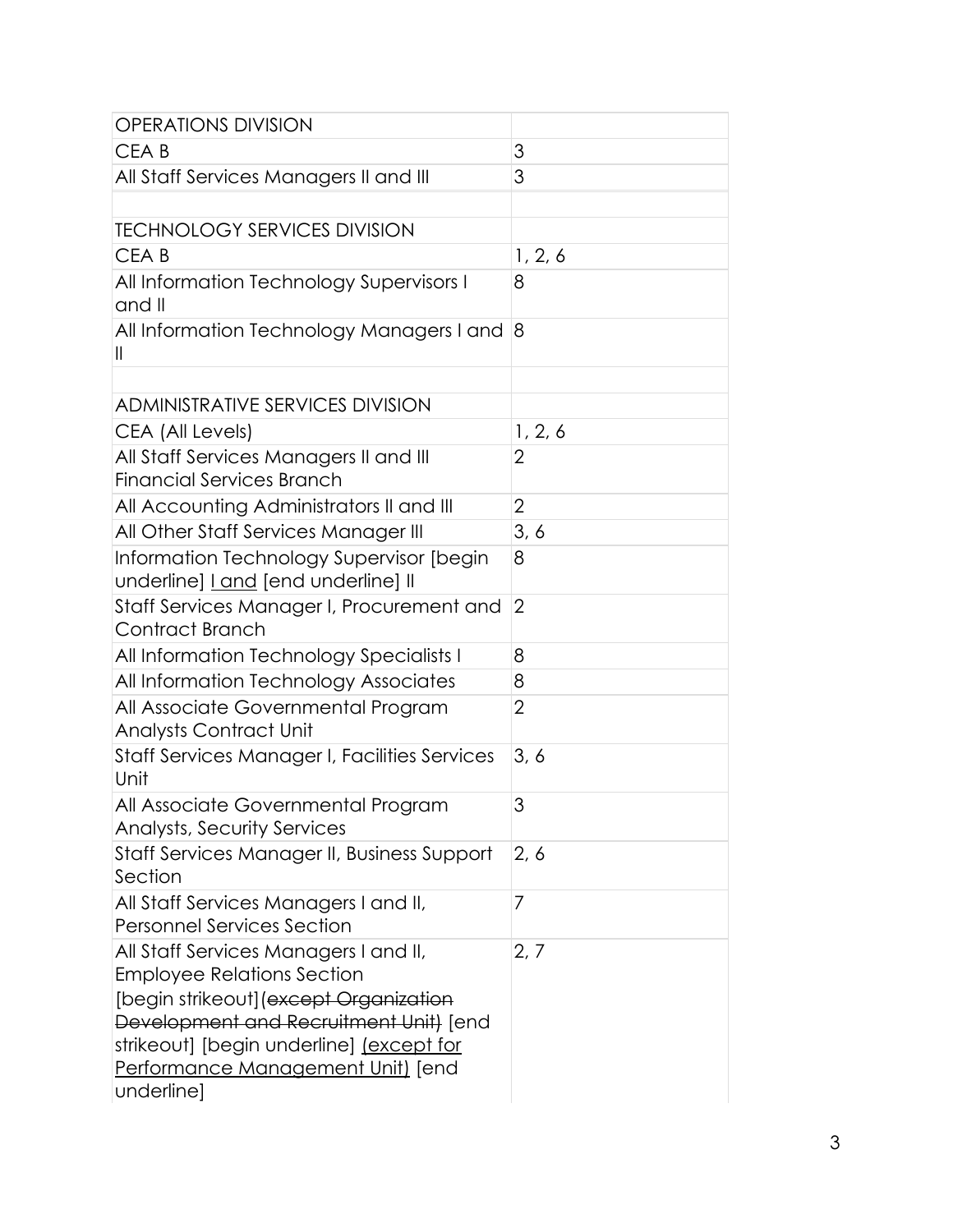| OPERATIONS DIVISION | |
|---|---|
| CEA B | 3 |
| All Staff Services Managers II and III | 3 |
| | |
| TECHNOLOGY SERVICES DIVISION | |
| CEA B | 1, 2, 6 |
| All Information Technology Supervisors I and II | 8 |
| All Information Technology Managers I and II | 8 |
| | |
| ADMINISTRATIVE SERVICES DIVISION | |
| CEA (All Levels) | 1, 2, 6 |
| All Staff Services Managers II and III Financial Services Branch | 2 |
| All Accounting Administrators II and III | 2 |
| All Other Staff Services Manager III | 3, 6 |
| Information Technology Supervisor [begin underline] I and [end underline] II | 8 |
| Staff Services Manager I, Procurement and Contract Branch | 2 |
| All Information Technology Specialists I | 8 |
| All Information Technology Associates | 8 |
| All Associate Governmental Program Analysts Contract Unit | 2 |
| Staff Services Manager I, Facilities Services Unit | 3, 6 |
| All Associate Governmental Program Analysts, Security Services | 3 |
| Staff Services Manager II, Business Support Section | 2, 6 |
| All Staff Services Managers I and II, Personnel Services Section | 7 |
| All Staff Services Managers I and II, Employee Relations Section [begin strikeout] ~~(except Organization Development and Recruitment Unit)~~ [end strikeout] [begin underline] (except for Performance Management Unit) [end underline] | 2, 7 |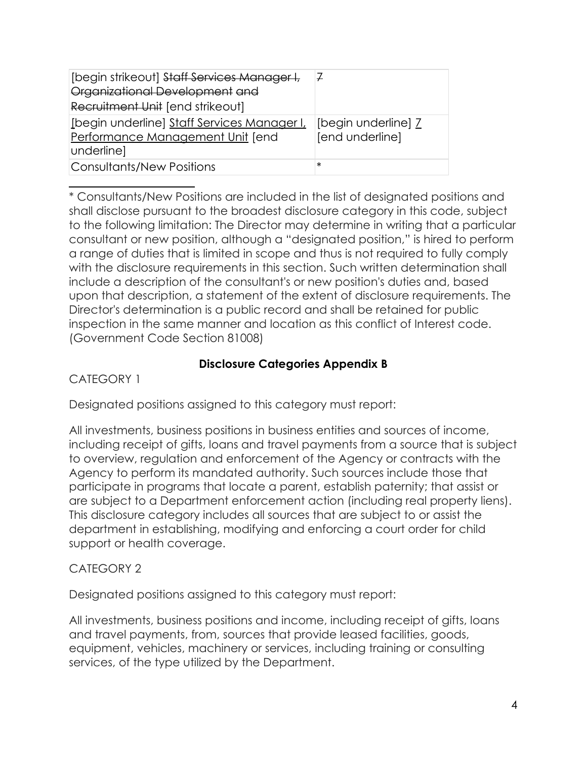| | |
|---|---|
| [begin strikeout] ~~Staff Services Manager I, Organizational Development and Recruitment Unit~~ [end strikeout] | ~~7~~ |
| [begin underline] Staff Services Manager I, Performance Management Unit [end underline] | [begin underline] 7 [end underline] |
| Consultants/New Positions | * |

* Consultants/New Positions are included in the list of designated positions and shall disclose pursuant to the broadest disclosure category in this code, subject to the following limitation: The Director may determine in writing that a particular consultant or new position, although a "designated position," is hired to perform a range of duties that is limited in scope and thus is not required to fully comply with the disclosure requirements in this section. Such written determination shall include a description of the consultant's or new position's duties and, based upon that description, a statement of the extent of disclosure requirements. The Director's determination is a public record and shall be retained for public inspection in the same manner and location as this conflict of Interest code. (Government Code Section 81008)

**Disclosure Categories Appendix B**

CATEGORY 1

Designated positions assigned to this category must report:

All investments, business positions in business entities and sources of income, including receipt of gifts, loans and travel payments from a source that is subject to overview, regulation and enforcement of the Agency or contracts with the Agency to perform its mandated authority. Such sources include those that participate in programs that locate a parent, establish paternity; that assist or are subject to a Department enforcement action (including real property liens). This disclosure category includes all sources that are subject to or assist the department in establishing, modifying and enforcing a court order for child support or health coverage.

CATEGORY 2

Designated positions assigned to this category must report:

All investments, business positions and income, including receipt of gifts, loans and travel payments, from, sources that provide leased facilities, goods, equipment, vehicles, machinery or services, including training or consulting services, of the type utilized by the Department.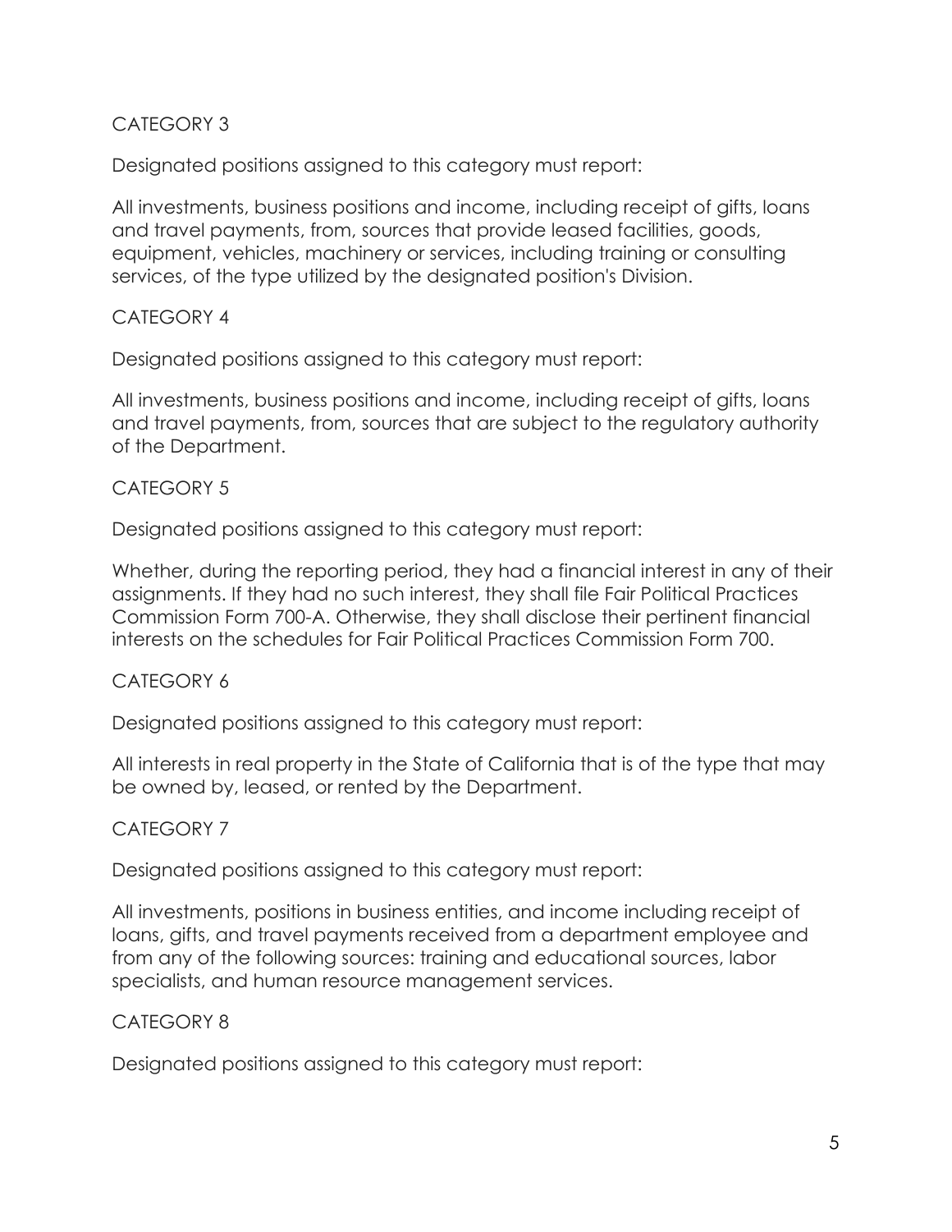## CATEGORY 3

Designated positions assigned to this category must report:

All investments, business positions and income, including receipt of gifts, loans and travel payments, from, sources that provide leased facilities, goods, equipment, vehicles, machinery or services, including training or consulting services, of the type utilized by the designated position's Division.

## CATEGORY 4

Designated positions assigned to this category must report:

All investments, business positions and income, including receipt of gifts, loans and travel payments, from, sources that are subject to the regulatory authority of the Department.

## CATEGORY 5

Designated positions assigned to this category must report:

Whether, during the reporting period, they had a financial interest in any of their assignments. If they had no such interest, they shall file Fair Political Practices Commission Form 700-A. Otherwise, they shall disclose their pertinent financial interests on the schedules for Fair Political Practices Commission Form 700.

## CATEGORY 6

Designated positions assigned to this category must report:

All interests in real property in the State of California that is of the type that may be owned by, leased, or rented by the Department.

## CATEGORY 7

Designated positions assigned to this category must report:

All investments, positions in business entities, and income including receipt of loans, gifts, and travel payments received from a department employee and from any of the following sources: training and educational sources, labor specialists, and human resource management services.

## CATEGORY 8

Designated positions assigned to this category must report: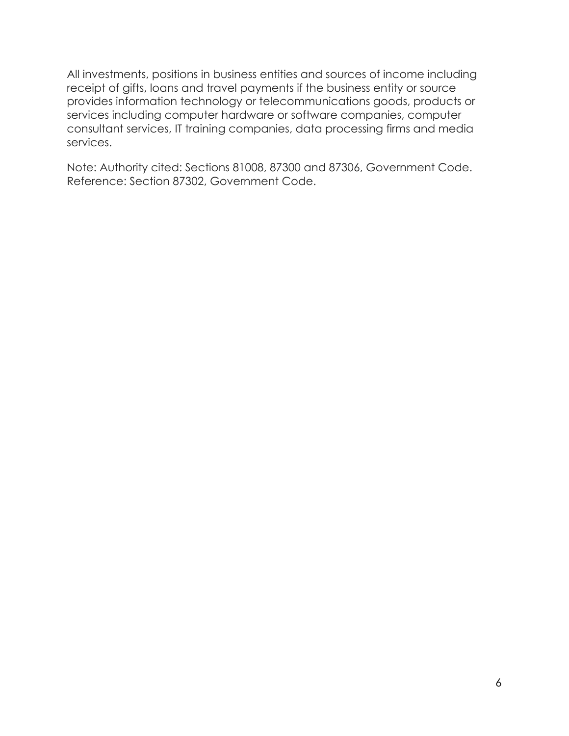All investments, positions in business entities and sources of income including receipt of gifts, loans and travel payments if the business entity or source provides information technology or telecommunications goods, products or services including computer hardware or software companies, computer consultant services, IT training companies, data processing firms and media services.

Note: Authority cited: Sections 81008, 87300 and 87306, Government Code. Reference: Section 87302, Government Code.